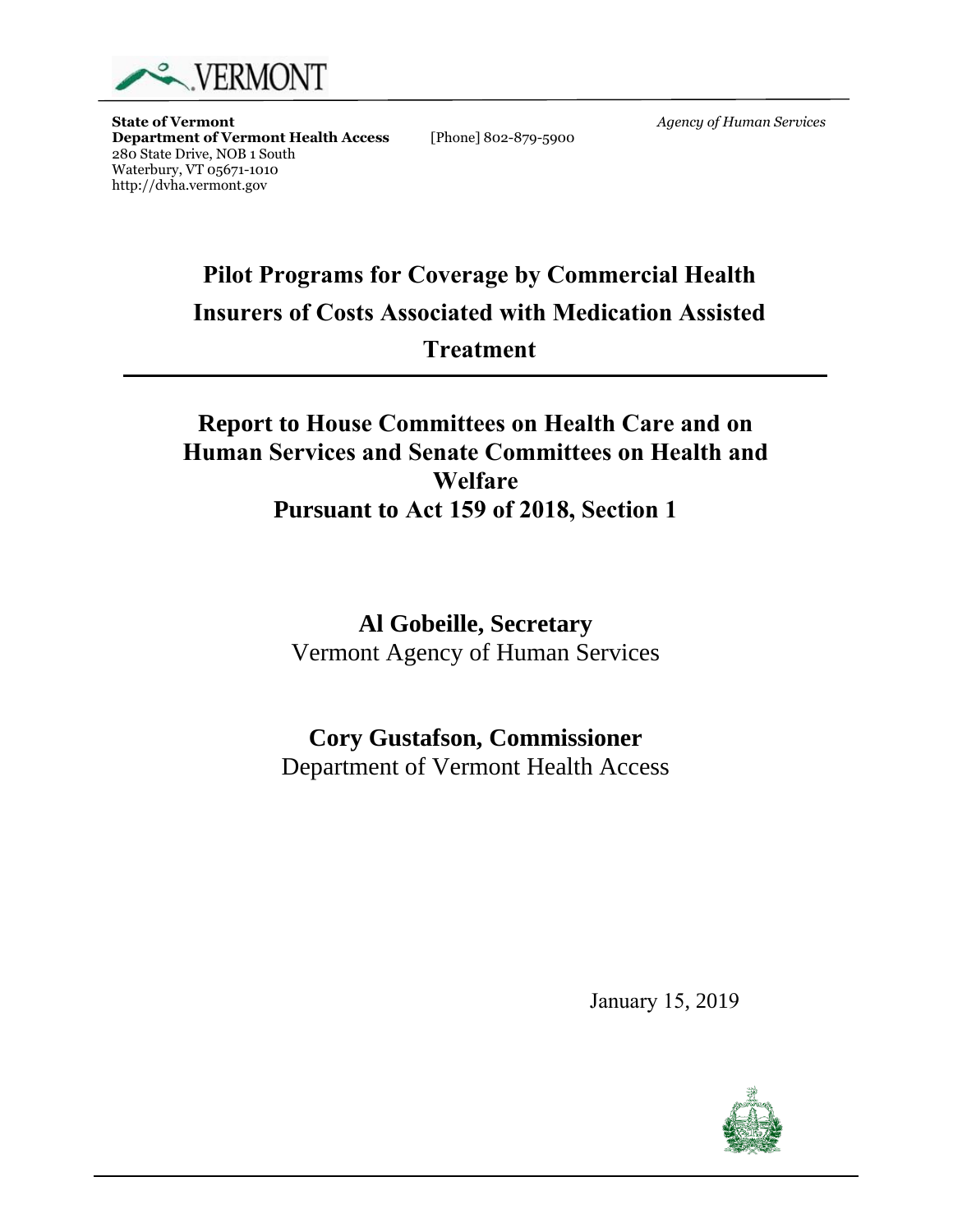VERMONT

**State of Vermont**
**Department of Vermont Health Access**
280 State Drive, NOB 1 South
Waterbury, VT 05671-1010
http://dvha.vermont.gov

[Phone] 802-879-5900

*Agency of Human Services*

# Pilot Programs for Coverage by Commercial Health Insurers of Costs Associated with Medication Assisted Treatment

## Report to House Committees on Health Care and on Human Services and Senate Committees on Health and Welfare
## Pursuant to Act 159 of 2018, Section 1

**Al Gobeille, Secretary**
Vermont Agency of Human Services

**Cory Gustafson, Commissioner**
Department of Vermont Health Access

January 15, 2019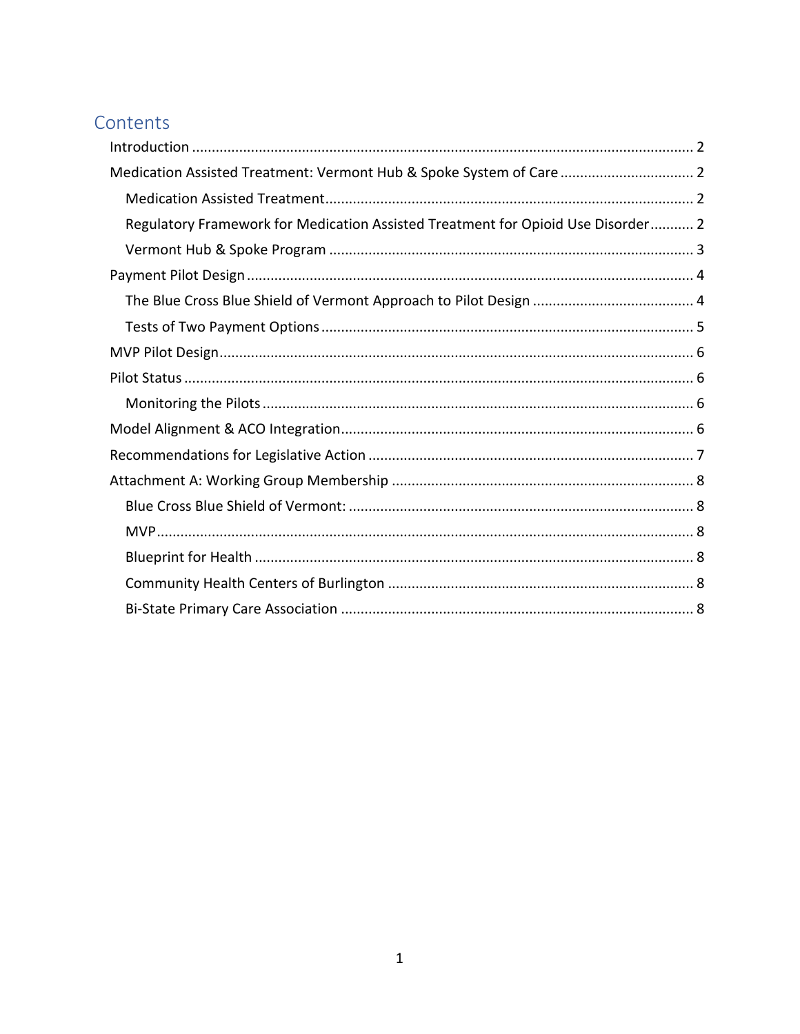# Contents

- Introduction ........ 2
- Medication Assisted Treatment: Vermont Hub & Spoke System of Care ........ 2
  - Medication Assisted Treatment ........ 2
  - Regulatory Framework for Medication Assisted Treatment for Opioid Use Disorder ........ 2
  - Vermont Hub & Spoke Program ........ 3
- Payment Pilot Design ........ 4
  - The Blue Cross Blue Shield of Vermont Approach to Pilot Design ........ 4
  - Tests of Two Payment Options ........ 5
- MVP Pilot Design ........ 6
- Pilot Status ........ 6
  - Monitoring the Pilots ........ 6
- Model Alignment & ACO Integration ........ 6
- Recommendations for Legislative Action ........ 7
- Attachment A: Working Group Membership ........ 8
  - Blue Cross Blue Shield of Vermont: ........ 8
  - MVP ........ 8
  - Blueprint for Health ........ 8
  - Community Health Centers of Burlington ........ 8
  - Bi-State Primary Care Association ........ 8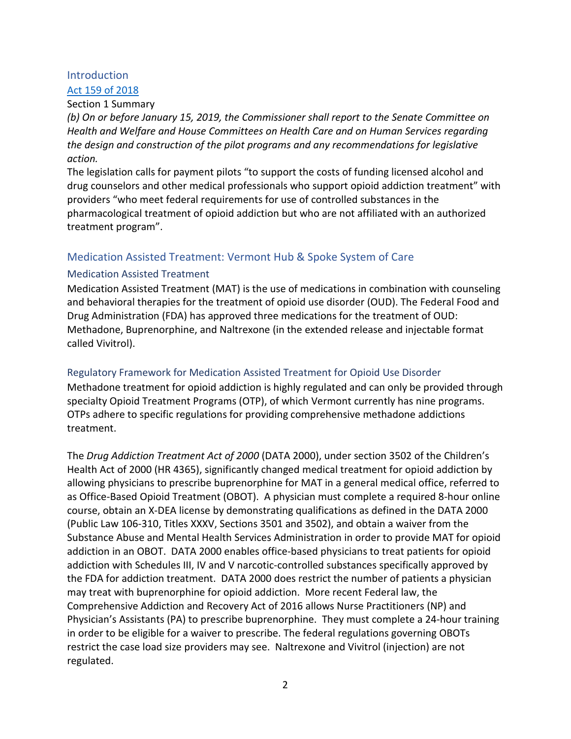## Introduction

### Act 159 of 2018

Section 1 Summary

*(b) On or before January 15, 2019, the Commissioner shall report to the Senate Committee on Health and Welfare and House Committees on Health Care and on Human Services regarding the design and construction of the pilot programs and any recommendations for legislative action.*

The legislation calls for payment pilots "to support the costs of funding licensed alcohol and drug counselors and other medical professionals who support opioid addiction treatment" with providers "who meet federal requirements for use of controlled substances in the pharmacological treatment of opioid addiction but who are not affiliated with an authorized treatment program".

## Medication Assisted Treatment: Vermont Hub & Spoke System of Care

### Medication Assisted Treatment

Medication Assisted Treatment (MAT) is the use of medications in combination with counseling and behavioral therapies for the treatment of opioid use disorder (OUD). The Federal Food and Drug Administration (FDA) has approved three medications for the treatment of OUD: Methadone, Buprenorphine, and Naltrexone (in the extended release and injectable format called Vivitrol).

### Regulatory Framework for Medication Assisted Treatment for Opioid Use Disorder

Methadone treatment for opioid addiction is highly regulated and can only be provided through specialty Opioid Treatment Programs (OTP), of which Vermont currently has nine programs. OTPs adhere to specific regulations for providing comprehensive methadone addictions treatment.

The *Drug Addiction Treatment Act of 2000* (DATA 2000), under section 3502 of the Children's Health Act of 2000 (HR 4365), significantly changed medical treatment for opioid addiction by allowing physicians to prescribe buprenorphine for MAT in a general medical office, referred to as Office-Based Opioid Treatment (OBOT). A physician must complete a required 8-hour online course, obtain an X-DEA license by demonstrating qualifications as defined in the DATA 2000 (Public Law 106-310, Titles XXXV, Sections 3501 and 3502), and obtain a waiver from the Substance Abuse and Mental Health Services Administration in order to provide MAT for opioid addiction in an OBOT. DATA 2000 enables office-based physicians to treat patients for opioid addiction with Schedules III, IV and V narcotic-controlled substances specifically approved by the FDA for addiction treatment. DATA 2000 does restrict the number of patients a physician may treat with buprenorphine for opioid addiction. More recent Federal law, the Comprehensive Addiction and Recovery Act of 2016 allows Nurse Practitioners (NP) and Physician's Assistants (PA) to prescribe buprenorphine. They must complete a 24-hour training in order to be eligible for a waiver to prescribe. The federal regulations governing OBOTs restrict the case load size providers may see. Naltrexone and Vivitrol (injection) are not regulated.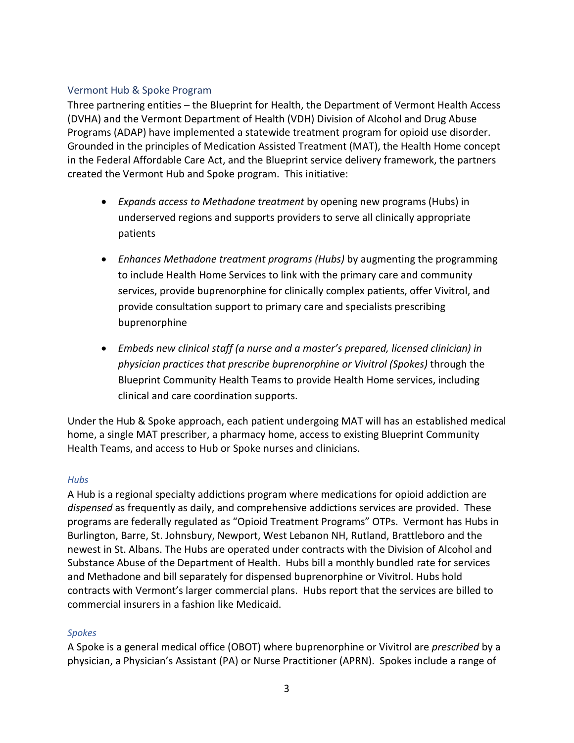## Vermont Hub & Spoke Program

Three partnering entities – the Blueprint for Health, the Department of Vermont Health Access (DVHA) and the Vermont Department of Health (VDH) Division of Alcohol and Drug Abuse Programs (ADAP) have implemented a statewide treatment program for opioid use disorder. Grounded in the principles of Medication Assisted Treatment (MAT), the Health Home concept in the Federal Affordable Care Act, and the Blueprint service delivery framework, the partners created the Vermont Hub and Spoke program. This initiative:

- *Expands access to Methadone treatment* by opening new programs (Hubs) in underserved regions and supports providers to serve all clinically appropriate patients
- *Enhances Methadone treatment programs (Hubs)* by augmenting the programming to include Health Home Services to link with the primary care and community services, provide buprenorphine for clinically complex patients, offer Vivitrol, and provide consultation support to primary care and specialists prescribing buprenorphine
- *Embeds new clinical staff (a nurse and a master's prepared, licensed clinician) in physician practices that prescribe buprenorphine or Vivitrol (Spokes)* through the Blueprint Community Health Teams to provide Health Home services, including clinical and care coordination supports.

Under the Hub & Spoke approach, each patient undergoing MAT will has an established medical home, a single MAT prescriber, a pharmacy home, access to existing Blueprint Community Health Teams, and access to Hub or Spoke nurses and clinicians.

### *Hubs*

A Hub is a regional specialty addictions program where medications for opioid addiction are *dispensed* as frequently as daily, and comprehensive addictions services are provided. These programs are federally regulated as "Opioid Treatment Programs" OTPs. Vermont has Hubs in Burlington, Barre, St. Johnsbury, Newport, West Lebanon NH, Rutland, Brattleboro and the newest in St. Albans. The Hubs are operated under contracts with the Division of Alcohol and Substance Abuse of the Department of Health. Hubs bill a monthly bundled rate for services and Methadone and bill separately for dispensed buprenorphine or Vivitrol. Hubs hold contracts with Vermont's larger commercial plans. Hubs report that the services are billed to commercial insurers in a fashion like Medicaid.

### *Spokes*

A Spoke is a general medical office (OBOT) where buprenorphine or Vivitrol are *prescribed* by a physician, a Physician's Assistant (PA) or Nurse Practitioner (APRN). Spokes include a range of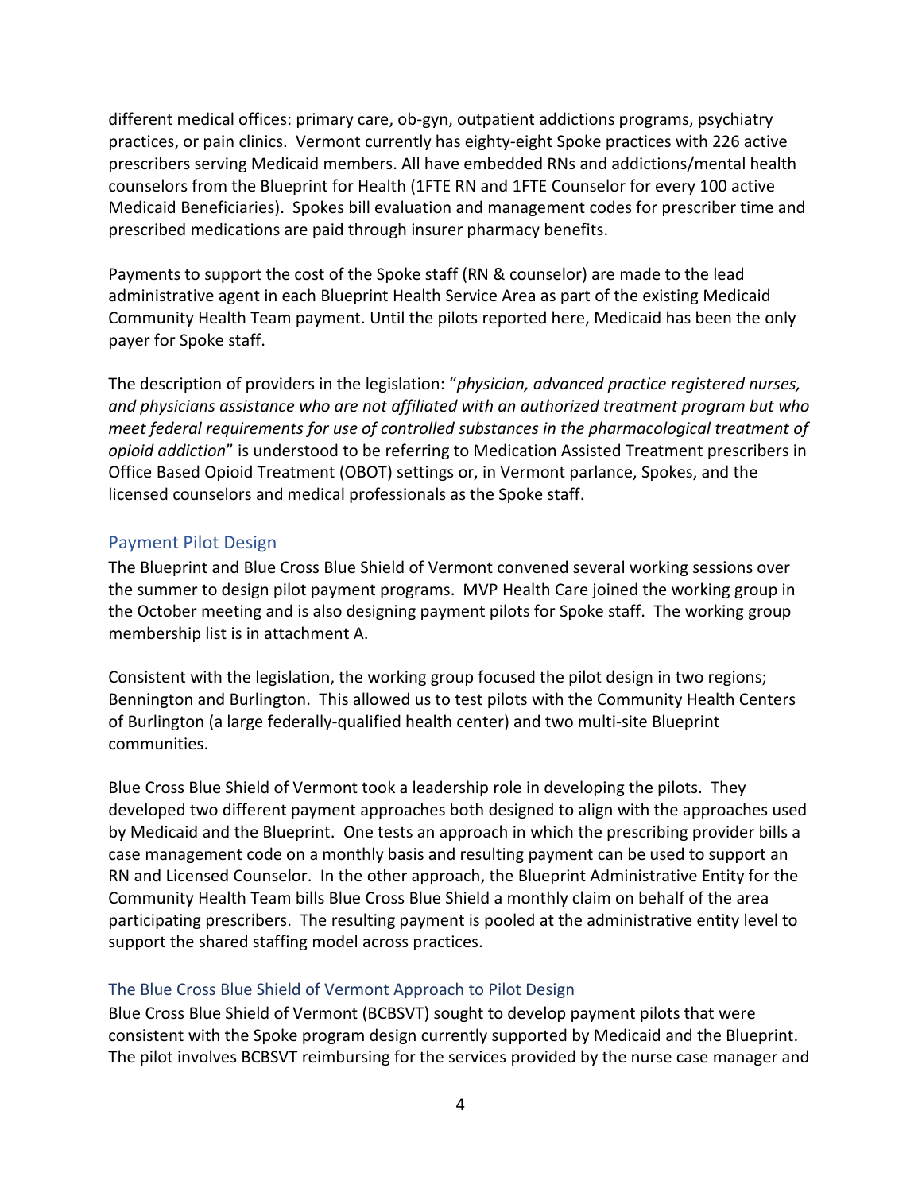different medical offices: primary care, ob-gyn, outpatient addictions programs, psychiatry practices, or pain clinics. Vermont currently has eighty-eight Spoke practices with 226 active prescribers serving Medicaid members. All have embedded RNs and addictions/mental health counselors from the Blueprint for Health (1FTE RN and 1FTE Counselor for every 100 active Medicaid Beneficiaries). Spokes bill evaluation and management codes for prescriber time and prescribed medications are paid through insurer pharmacy benefits.

Payments to support the cost of the Spoke staff (RN & counselor) are made to the lead administrative agent in each Blueprint Health Service Area as part of the existing Medicaid Community Health Team payment. Until the pilots reported here, Medicaid has been the only payer for Spoke staff.

The description of providers in the legislation: "*physician, advanced practice registered nurses, and physicians assistance who are not affiliated with an authorized treatment program but who meet federal requirements for use of controlled substances in the pharmacological treatment of opioid addiction*" is understood to be referring to Medication Assisted Treatment prescribers in Office Based Opioid Treatment (OBOT) settings or, in Vermont parlance, Spokes, and the licensed counselors and medical professionals as the Spoke staff.

## Payment Pilot Design

The Blueprint and Blue Cross Blue Shield of Vermont convened several working sessions over the summer to design pilot payment programs. MVP Health Care joined the working group in the October meeting and is also designing payment pilots for Spoke staff. The working group membership list is in attachment A.

Consistent with the legislation, the working group focused the pilot design in two regions; Bennington and Burlington. This allowed us to test pilots with the Community Health Centers of Burlington (a large federally-qualified health center) and two multi-site Blueprint communities.

Blue Cross Blue Shield of Vermont took a leadership role in developing the pilots. They developed two different payment approaches both designed to align with the approaches used by Medicaid and the Blueprint. One tests an approach in which the prescribing provider bills a case management code on a monthly basis and resulting payment can be used to support an RN and Licensed Counselor. In the other approach, the Blueprint Administrative Entity for the Community Health Team bills Blue Cross Blue Shield a monthly claim on behalf of the area participating prescribers. The resulting payment is pooled at the administrative entity level to support the shared staffing model across practices.

### The Blue Cross Blue Shield of Vermont Approach to Pilot Design

Blue Cross Blue Shield of Vermont (BCBSVT) sought to develop payment pilots that were consistent with the Spoke program design currently supported by Medicaid and the Blueprint. The pilot involves BCBSVT reimbursing for the services provided by the nurse case manager and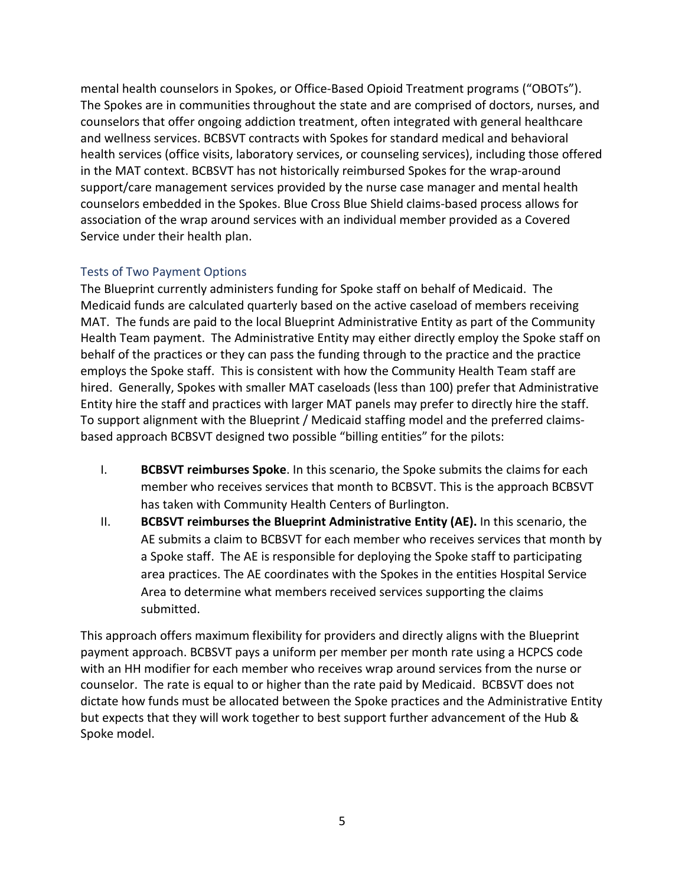mental health counselors in Spokes, or Office-Based Opioid Treatment programs ("OBOTs"). The Spokes are in communities throughout the state and are comprised of doctors, nurses, and counselors that offer ongoing addiction treatment, often integrated with general healthcare and wellness services. BCBSVT contracts with Spokes for standard medical and behavioral health services (office visits, laboratory services, or counseling services), including those offered in the MAT context. BCBSVT has not historically reimbursed Spokes for the wrap-around support/care management services provided by the nurse case manager and mental health counselors embedded in the Spokes. Blue Cross Blue Shield claims-based process allows for association of the wrap around services with an individual member provided as a Covered Service under their health plan.

### Tests of Two Payment Options

The Blueprint currently administers funding for Spoke staff on behalf of Medicaid. The Medicaid funds are calculated quarterly based on the active caseload of members receiving MAT. The funds are paid to the local Blueprint Administrative Entity as part of the Community Health Team payment. The Administrative Entity may either directly employ the Spoke staff on behalf of the practices or they can pass the funding through to the practice and the practice employs the Spoke staff. This is consistent with how the Community Health Team staff are hired. Generally, Spokes with smaller MAT caseloads (less than 100) prefer that Administrative Entity hire the staff and practices with larger MAT panels may prefer to directly hire the staff. To support alignment with the Blueprint / Medicaid staffing model and the preferred claims-based approach BCBSVT designed two possible "billing entities" for the pilots:

I. **BCBSVT reimburses Spoke**. In this scenario, the Spoke submits the claims for each member who receives services that month to BCBSVT. This is the approach BCBSVT has taken with Community Health Centers of Burlington.

II. **BCBSVT reimburses the Blueprint Administrative Entity (AE).** In this scenario, the AE submits a claim to BCBSVT for each member who receives services that month by a Spoke staff. The AE is responsible for deploying the Spoke staff to participating area practices. The AE coordinates with the Spokes in the entities Hospital Service Area to determine what members received services supporting the claims submitted.

This approach offers maximum flexibility for providers and directly aligns with the Blueprint payment approach. BCBSVT pays a uniform per member per month rate using a HCPCS code with an HH modifier for each member who receives wrap around services from the nurse or counselor. The rate is equal to or higher than the rate paid by Medicaid. BCBSVT does not dictate how funds must be allocated between the Spoke practices and the Administrative Entity but expects that they will work together to best support further advancement of the Hub & Spoke model.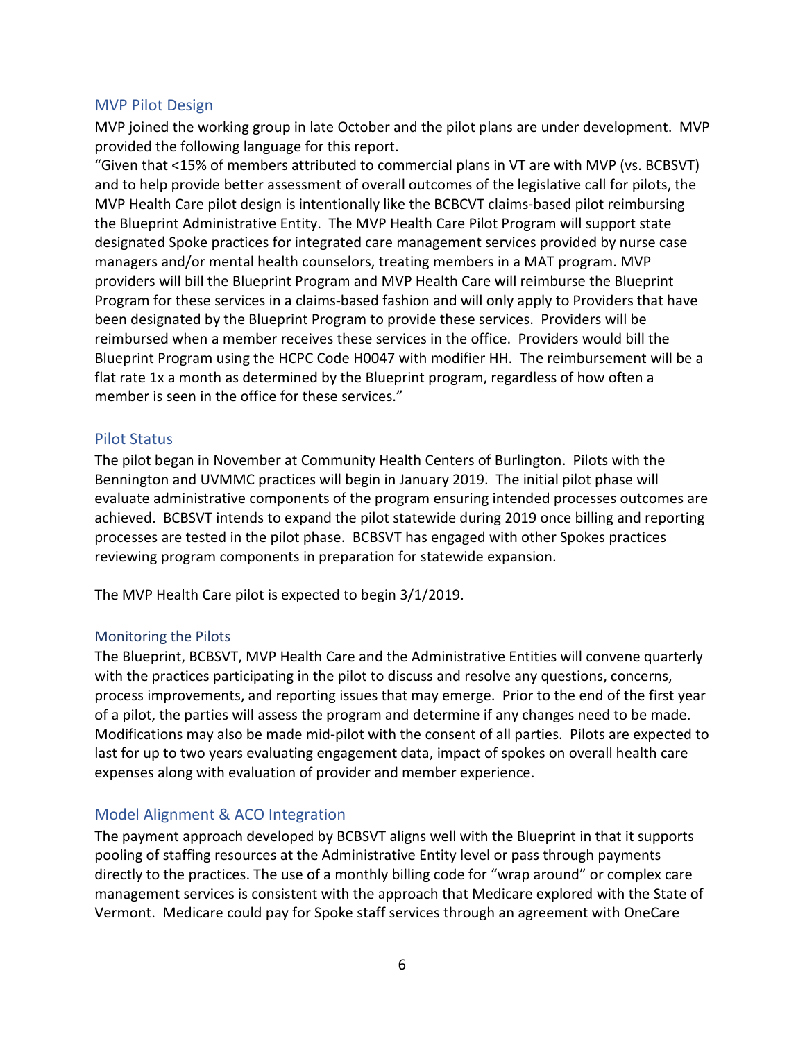## MVP Pilot Design

MVP joined the working group in late October and the pilot plans are under development. MVP provided the following language for this report.

"Given that <15% of members attributed to commercial plans in VT are with MVP (vs. BCBSVT) and to help provide better assessment of overall outcomes of the legislative call for pilots, the MVP Health Care pilot design is intentionally like the BCBCVT claims-based pilot reimbursing the Blueprint Administrative Entity. The MVP Health Care Pilot Program will support state designated Spoke practices for integrated care management services provided by nurse case managers and/or mental health counselors, treating members in a MAT program. MVP providers will bill the Blueprint Program and MVP Health Care will reimburse the Blueprint Program for these services in a claims-based fashion and will only apply to Providers that have been designated by the Blueprint Program to provide these services. Providers will be reimbursed when a member receives these services in the office. Providers would bill the Blueprint Program using the HCPC Code H0047 with modifier HH. The reimbursement will be a flat rate 1x a month as determined by the Blueprint program, regardless of how often a member is seen in the office for these services."

## Pilot Status

The pilot began in November at Community Health Centers of Burlington. Pilots with the Bennington and UVMMC practices will begin in January 2019. The initial pilot phase will evaluate administrative components of the program ensuring intended processes outcomes are achieved. BCBSVT intends to expand the pilot statewide during 2019 once billing and reporting processes are tested in the pilot phase. BCBSVT has engaged with other Spokes practices reviewing program components in preparation for statewide expansion.

The MVP Health Care pilot is expected to begin 3/1/2019.

### Monitoring the Pilots

The Blueprint, BCBSVT, MVP Health Care and the Administrative Entities will convene quarterly with the practices participating in the pilot to discuss and resolve any questions, concerns, process improvements, and reporting issues that may emerge. Prior to the end of the first year of a pilot, the parties will assess the program and determine if any changes need to be made. Modifications may also be made mid-pilot with the consent of all parties. Pilots are expected to last for up to two years evaluating engagement data, impact of spokes on overall health care expenses along with evaluation of provider and member experience.

## Model Alignment & ACO Integration

The payment approach developed by BCBSVT aligns well with the Blueprint in that it supports pooling of staffing resources at the Administrative Entity level or pass through payments directly to the practices. The use of a monthly billing code for "wrap around" or complex care management services is consistent with the approach that Medicare explored with the State of Vermont. Medicare could pay for Spoke staff services through an agreement with OneCare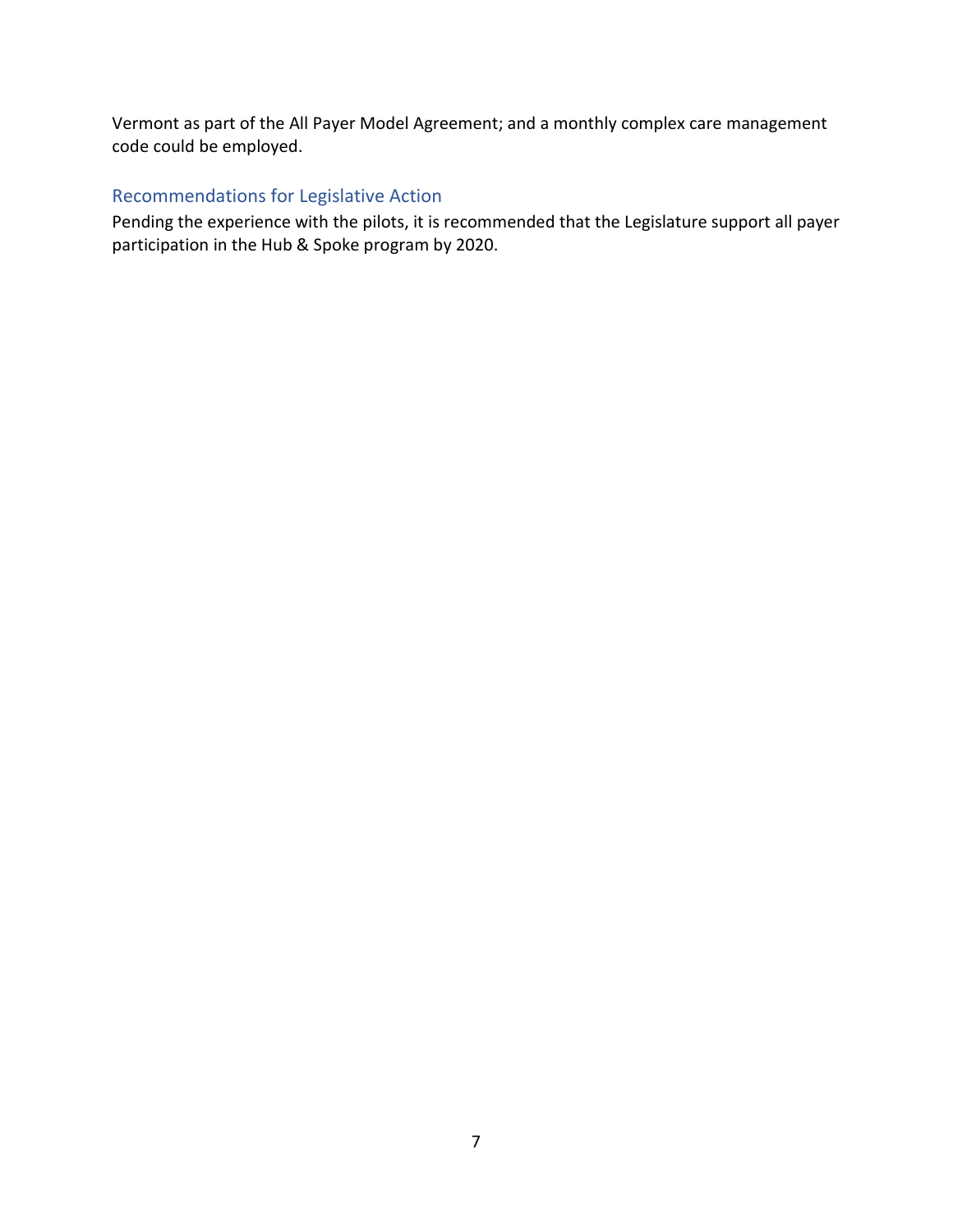Vermont as part of the All Payer Model Agreement; and a monthly complex care management code could be employed.

## Recommendations for Legislative Action

Pending the experience with the pilots, it is recommended that the Legislature support all payer participation in the Hub & Spoke program by 2020.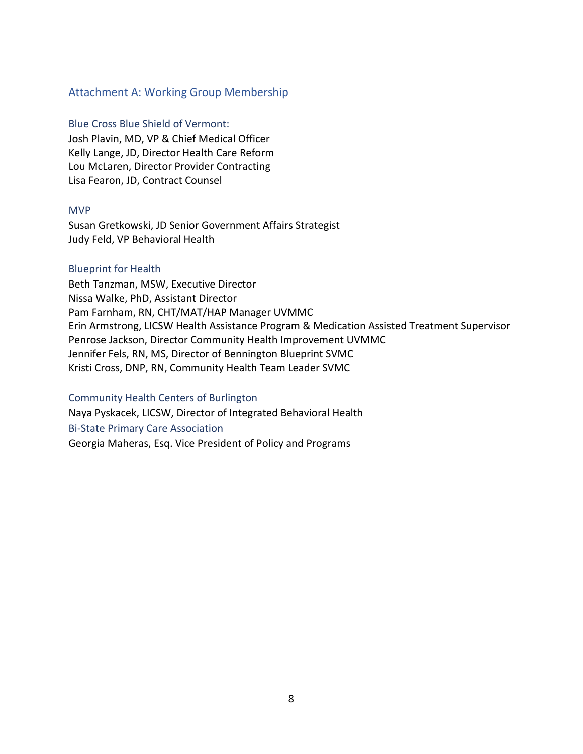## Attachment A: Working Group Membership

### Blue Cross Blue Shield of Vermont:

Josh Plavin, MD, VP & Chief Medical Officer
Kelly Lange, JD, Director Health Care Reform
Lou McLaren, Director Provider Contracting
Lisa Fearon, JD, Contract Counsel

### MVP

Susan Gretkowski, JD Senior Government Affairs Strategist
Judy Feld, VP Behavioral Health

### Blueprint for Health

Beth Tanzman, MSW, Executive Director
Nissa Walke, PhD, Assistant Director
Pam Farnham, RN, CHT/MAT/HAP Manager UVMMC
Erin Armstrong, LICSW Health Assistance Program & Medication Assisted Treatment Supervisor
Penrose Jackson, Director Community Health Improvement UVMMC
Jennifer Fels, RN, MS, Director of Bennington Blueprint SVMC
Kristi Cross, DNP, RN, Community Health Team Leader SVMC

### Community Health Centers of Burlington

Naya Pyskacek, LICSW, Director of Integrated Behavioral Health

### Bi-State Primary Care Association

Georgia Maheras, Esq. Vice President of Policy and Programs